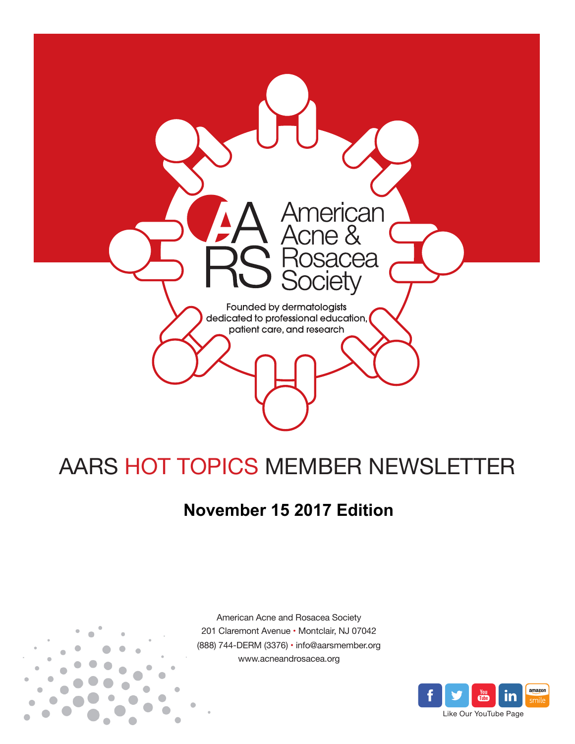American Acne & Rosacea Society

Founded by dermatologists dedicated to professional education, patient care, and research

# AARS HOT TOPICS MEMBER NEWSLETTER

## November 15 2017 Edition

American Acne and Rosacea Society
201 Claremont Avenue • Montclair, NJ 07042
(888) 744-DERM (3376) • info@aarsmember.org
www.acneandrosacea.org

Like Our YouTube Page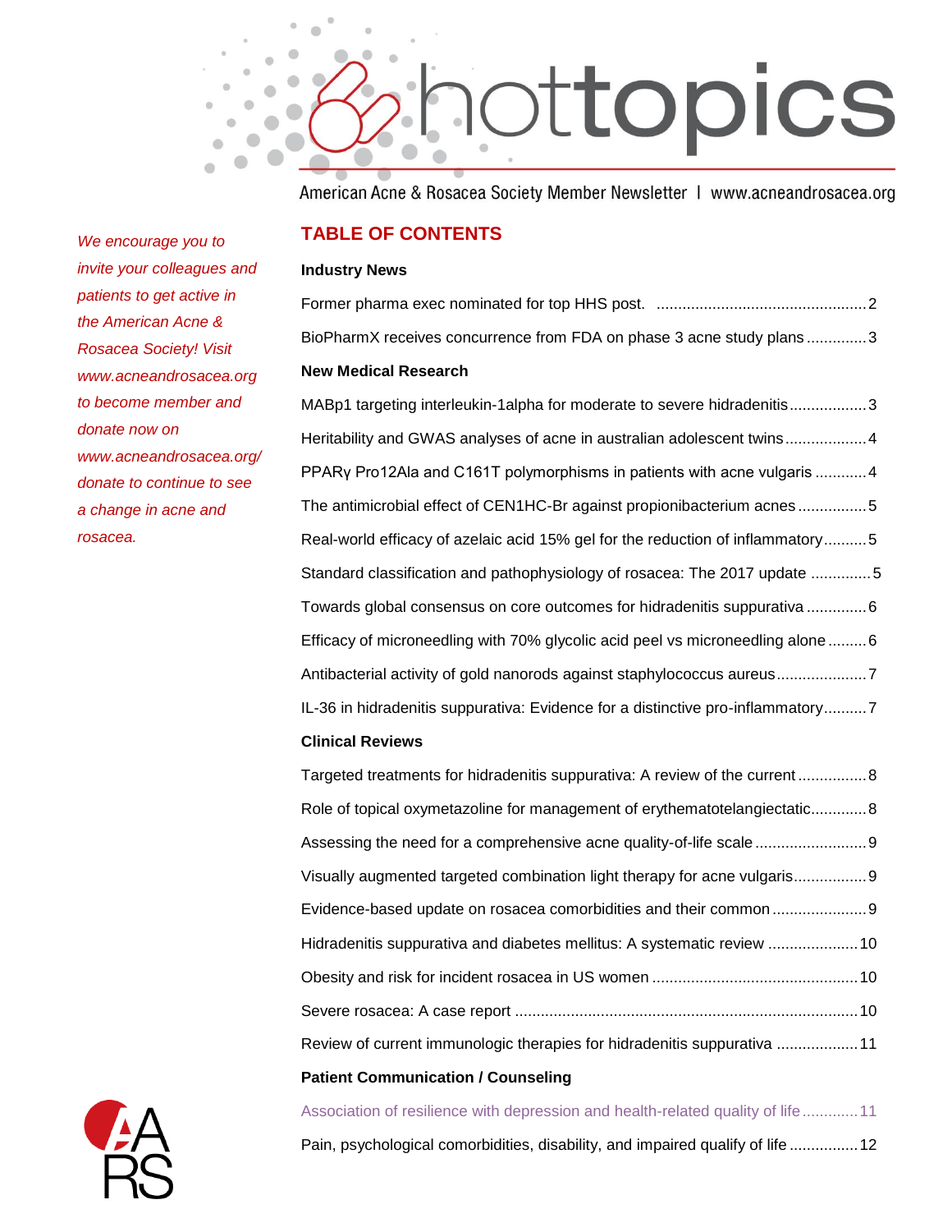# hottopics

American Acne & Rosacea Society Member Newsletter | www.acneandrosacea.org

*We encourage you to invite your colleagues and patients to get active in the American Acne & Rosacea Society! Visit www.acneandrosacea.org to become member and donate now on www.acneandrosacea.org/donate to continue to see a change in acne and rosacea.*

## TABLE OF CONTENTS

### Industry News

Former pharma exec nominated for top HHS post. .................................................2

BioPharmX receives concurrence from FDA on phase 3 acne study plans ..............3

### New Medical Research

MABp1 targeting interleukin-1alpha for moderate to severe hidradenitis ..................3

Heritability and GWAS analyses of acne in australian adolescent twins ...................4

PPARγ Pro12Ala and C161T polymorphisms in patients with acne vulgaris ............4

The antimicrobial effect of CEN1HC-Br against propionibacterium acnes ................5

Real-world efficacy of azelaic acid 15% gel for the reduction of inflammatory..........5

Standard classification and pathophysiology of rosacea: The 2017 update ..............5

Towards global consensus on core outcomes for hidradenitis suppurativa ..............6

Efficacy of microneedling with 70% glycolic acid peel vs microneedling alone .........6

Antibacterial activity of gold nanorods against staphylococcus aureus.....................7

IL-36 in hidradenitis suppurativa: Evidence for a distinctive pro-inflammatory..........7

### Clinical Reviews

Targeted treatments for hidradenitis suppurativa: A review of the current ................8

Role of topical oxymetazoline for management of erythematotelangiectatic.............8

Assessing the need for a comprehensive acne quality-of-life scale ..........................9

Visually augmented targeted combination light therapy for acne vulgaris.................9

Evidence-based update on rosacea comorbidities and their common ......................9

Hidradenitis suppurativa and diabetes mellitus: A systematic review .....................10

Obesity and risk for incident rosacea in US women ...............................................10

Severe rosacea: A case report ................................................................................10

Review of current immunologic therapies for hidradenitis suppurativa ...................11

### Patient Communication / Counseling

Association of resilience with depression and health-related quality of life.............11

Pain, psychological comorbidities, disability, and impaired qualify of life ................12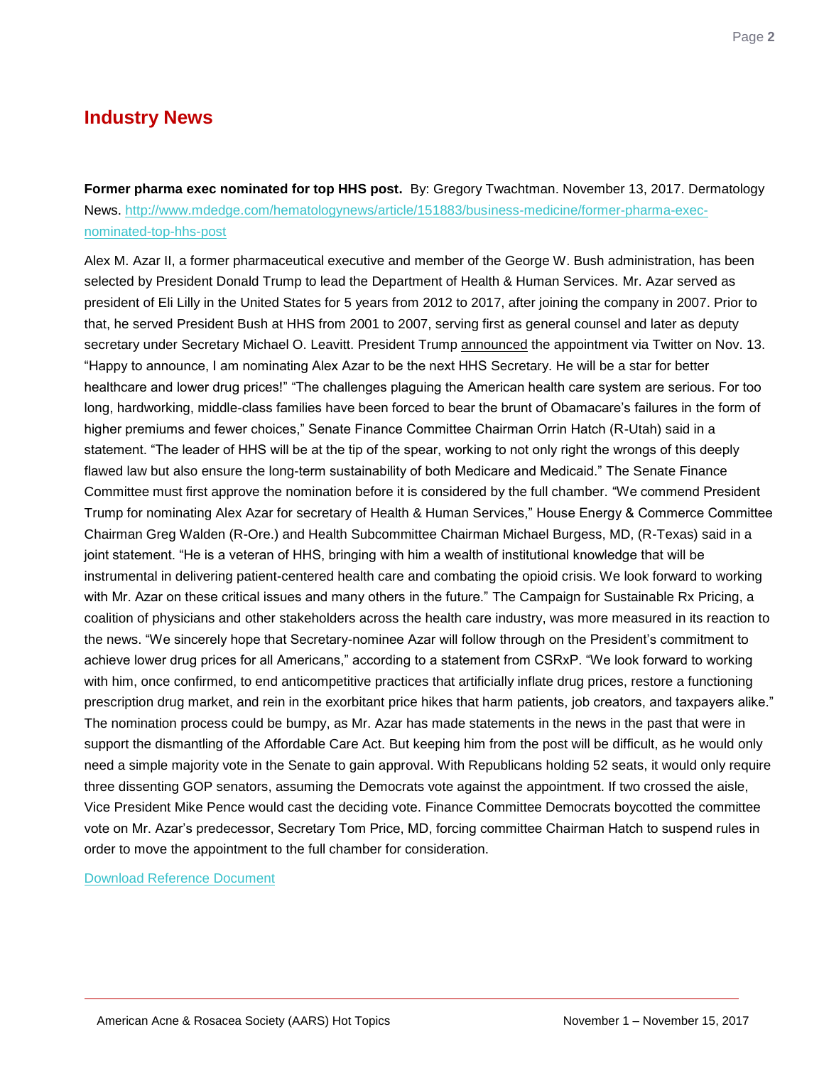## Industry News

**Former pharma exec nominated for top HHS post.** By: Gregory Twachtman. November 13, 2017. Dermatology News. [http://www.mdedge.com/hematologynews/article/151883/business-medicine/former-pharma-exec-nominated-top-hhs-post](http://www.mdedge.com/hematologynews/article/151883/business-medicine/former-pharma-exec-nominated-top-hhs-post)

Alex M. Azar II, a former pharmaceutical executive and member of the George W. Bush administration, has been selected by President Donald Trump to lead the Department of Health & Human Services. Mr. Azar served as president of Eli Lilly in the United States for 5 years from 2012 to 2017, after joining the company in 2007. Prior to that, he served President Bush at HHS from 2001 to 2007, serving first as general counsel and later as deputy secretary under Secretary Michael O. Leavitt. President Trump announced the appointment via Twitter on Nov. 13. “Happy to announce, I am nominating Alex Azar to be the next HHS Secretary. He will be a star for better healthcare and lower drug prices!” “The challenges plaguing the American health care system are serious. For too long, hardworking, middle-class families have been forced to bear the brunt of Obamacare’s failures in the form of higher premiums and fewer choices,” Senate Finance Committee Chairman Orrin Hatch (R-Utah) said in a statement. “The leader of HHS will be at the tip of the spear, working to not only right the wrongs of this deeply flawed law but also ensure the long-term sustainability of both Medicare and Medicaid.” The Senate Finance Committee must first approve the nomination before it is considered by the full chamber. “We commend President Trump for nominating Alex Azar for secretary of Health & Human Services,” House Energy & Commerce Committee Chairman Greg Walden (R-Ore.) and Health Subcommittee Chairman Michael Burgess, MD, (R-Texas) said in a joint statement. “He is a veteran of HHS, bringing with him a wealth of institutional knowledge that will be instrumental in delivering patient-centered health care and combating the opioid crisis. We look forward to working with Mr. Azar on these critical issues and many others in the future.” The Campaign for Sustainable Rx Pricing, a coalition of physicians and other stakeholders across the health care industry, was more measured in its reaction to the news. “We sincerely hope that Secretary-nominee Azar will follow through on the President’s commitment to achieve lower drug prices for all Americans,” according to a statement from CSRxP. “We look forward to working with him, once confirmed, to end anticompetitive practices that artificially inflate drug prices, restore a functioning prescription drug market, and rein in the exorbitant price hikes that harm patients, job creators, and taxpayers alike.” The nomination process could be bumpy, as Mr. Azar has made statements in the news in the past that were in support the dismantling of the Affordable Care Act. But keeping him from the post will be difficult, as he would only need a simple majority vote in the Senate to gain approval. With Republicans holding 52 seats, it would only require three dissenting GOP senators, assuming the Democrats vote against the appointment. If two crossed the aisle, Vice President Mike Pence would cast the deciding vote. Finance Committee Democrats boycotted the committee vote on Mr. Azar’s predecessor, Secretary Tom Price, MD, forcing committee Chairman Hatch to suspend rules in order to move the appointment to the full chamber for consideration.

Download Reference Document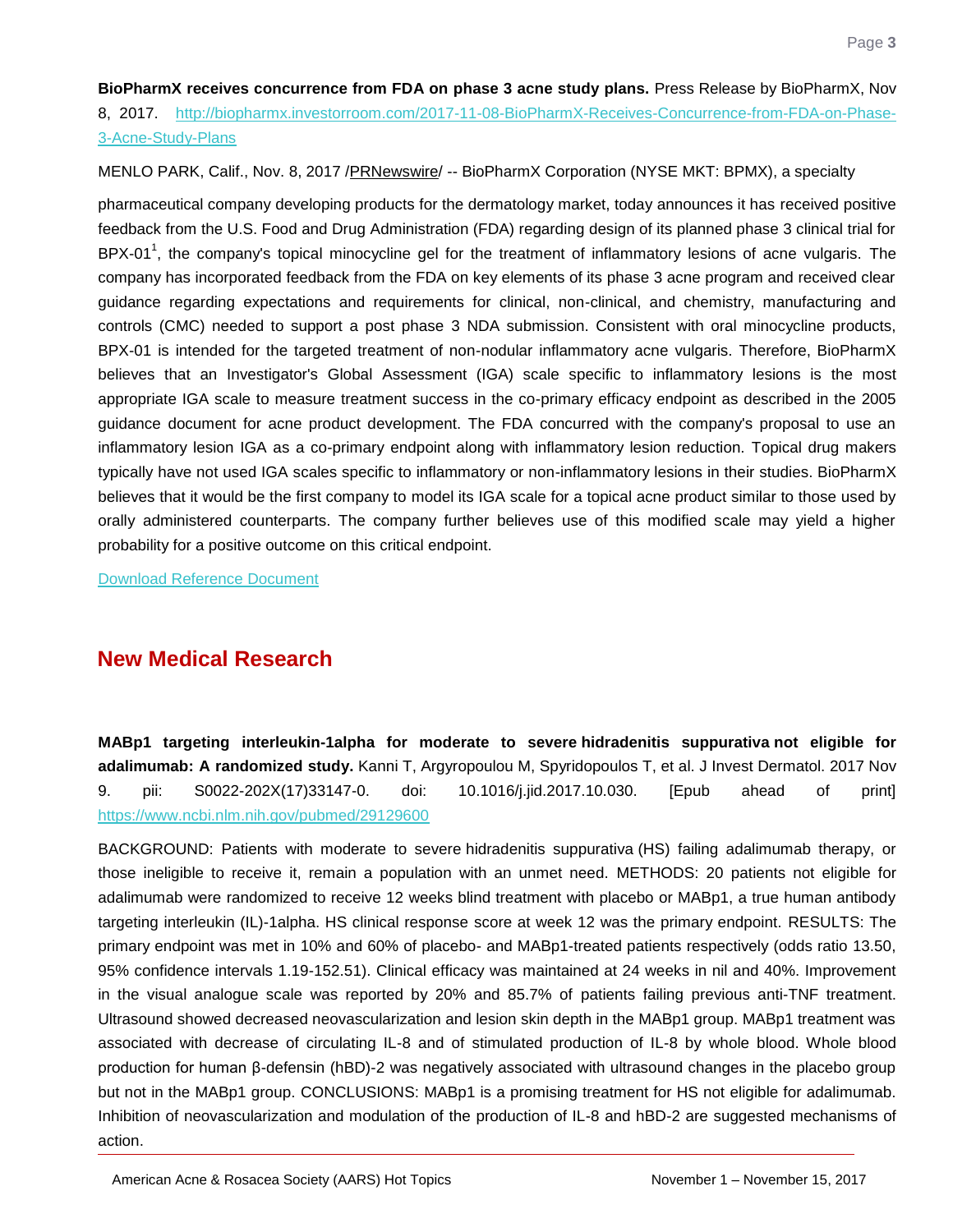**BioPharmX receives concurrence from FDA on phase 3 acne study plans.** Press Release by BioPharmX, Nov 8, 2017. http://biopharmx.investorroom.com/2017-11-08-BioPharmX-Receives-Concurrence-from-FDA-on-Phase-3-Acne-Study-Plans

MENLO PARK, Calif., Nov. 8, 2017 /PRNewswire/ -- BioPharmX Corporation (NYSE MKT: BPMX), a specialty

pharmaceutical company developing products for the dermatology market, today announces it has received positive feedback from the U.S. Food and Drug Administration (FDA) regarding design of its planned phase 3 clinical trial for BPX-01[1], the company's topical minocycline gel for the treatment of inflammatory lesions of acne vulgaris. The company has incorporated feedback from the FDA on key elements of its phase 3 acne program and received clear guidance regarding expectations and requirements for clinical, non-clinical, and chemistry, manufacturing and controls (CMC) needed to support a post phase 3 NDA submission. Consistent with oral minocycline products, BPX-01 is intended for the targeted treatment of non-nodular inflammatory acne vulgaris. Therefore, BioPharmX believes that an Investigator's Global Assessment (IGA) scale specific to inflammatory lesions is the most appropriate IGA scale to measure treatment success in the co-primary efficacy endpoint as described in the 2005 guidance document for acne product development. The FDA concurred with the company's proposal to use an inflammatory lesion IGA as a co-primary endpoint along with inflammatory lesion reduction. Topical drug makers typically have not used IGA scales specific to inflammatory or non-inflammatory lesions in their studies. BioPharmX believes that it would be the first company to model its IGA scale for a topical acne product similar to those used by orally administered counterparts. The company further believes use of this modified scale may yield a higher probability for a positive outcome on this critical endpoint.

Download Reference Document

## New Medical Research

**MABp1 targeting interleukin-1alpha for moderate to severe hidradenitis suppurativa not eligible for adalimumab: A randomized study.** Kanni T, Argyropoulou M, Spyridopoulos T, et al. J Invest Dermatol. 2017 Nov 9. pii: S0022-202X(17)33147-0. doi: 10.1016/j.jid.2017.10.030. [Epub ahead of print] https://www.ncbi.nlm.nih.gov/pubmed/29129600

BACKGROUND: Patients with moderate to severe hidradenitis suppurativa (HS) failing adalimumab therapy, or those ineligible to receive it, remain a population with an unmet need. METHODS: 20 patients not eligible for adalimumab were randomized to receive 12 weeks blind treatment with placebo or MABp1, a true human antibody targeting interleukin (IL)-1alpha. HS clinical response score at week 12 was the primary endpoint. RESULTS: The primary endpoint was met in 10% and 60% of placebo- and MABp1-treated patients respectively (odds ratio 13.50, 95% confidence intervals 1.19-152.51). Clinical efficacy was maintained at 24 weeks in nil and 40%. Improvement in the visual analogue scale was reported by 20% and 85.7% of patients failing previous anti-TNF treatment. Ultrasound showed decreased neovascularization and lesion skin depth in the MABp1 group. MABp1 treatment was associated with decrease of circulating IL-8 and of stimulated production of IL-8 by whole blood. Whole blood production for human β-defensin (hBD)-2 was negatively associated with ultrasound changes in the placebo group but not in the MABp1 group. CONCLUSIONS: MABp1 is a promising treatment for HS not eligible for adalimumab. Inhibition of neovascularization and modulation of the production of IL-8 and hBD-2 are suggested mechanisms of action.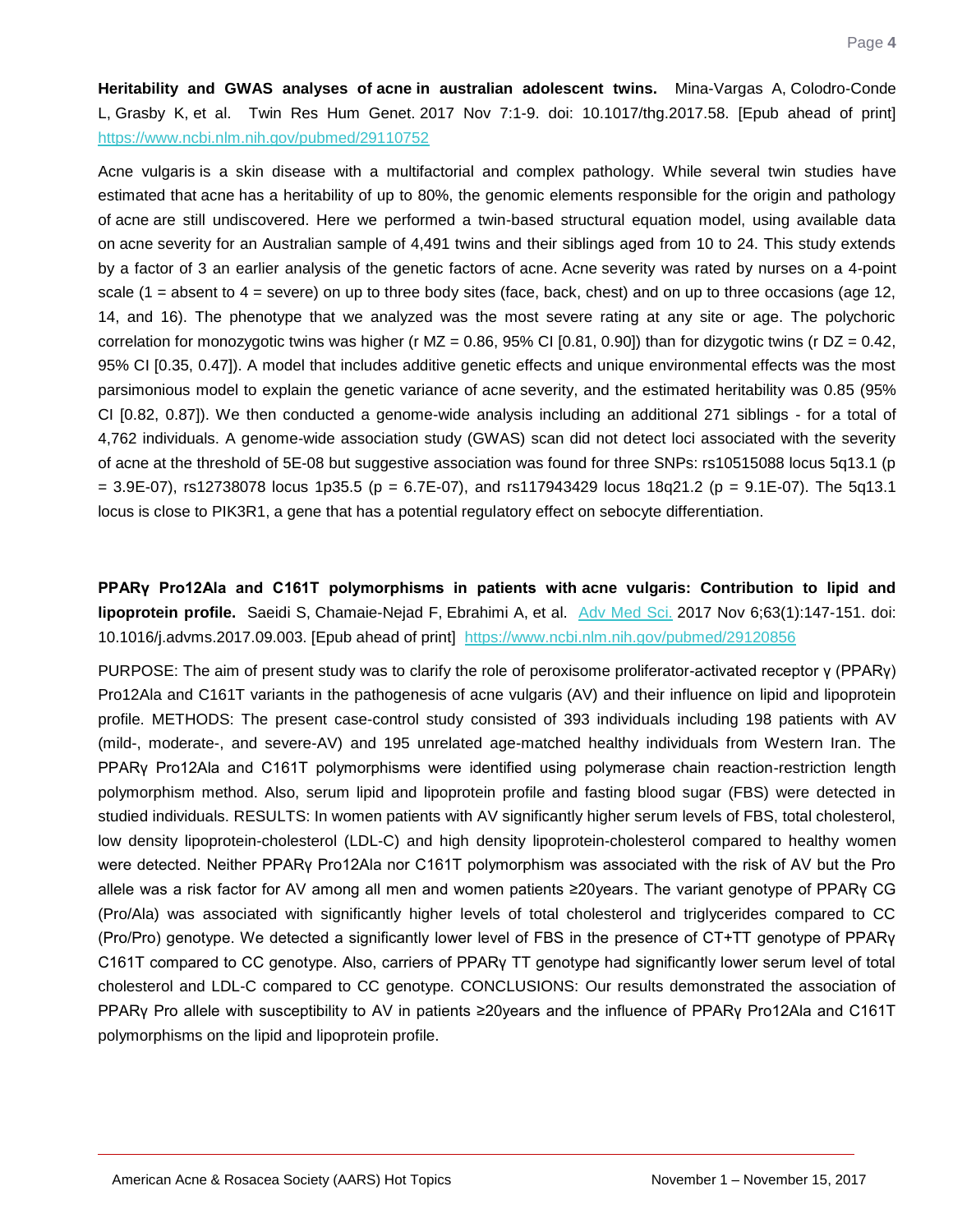**Heritability and GWAS analyses of acne in australian adolescent twins.** Mina-Vargas A, Colodro-Conde L, Grasby K, et al. Twin Res Hum Genet. 2017 Nov 7:1-9. doi: 10.1017/thg.2017.58. [Epub ahead of print] https://www.ncbi.nlm.nih.gov/pubmed/29110752

Acne vulgaris is a skin disease with a multifactorial and complex pathology. While several twin studies have estimated that acne has a heritability of up to 80%, the genomic elements responsible for the origin and pathology of acne are still undiscovered. Here we performed a twin-based structural equation model, using available data on acne severity for an Australian sample of 4,491 twins and their siblings aged from 10 to 24. This study extends by a factor of 3 an earlier analysis of the genetic factors of acne. Acne severity was rated by nurses on a 4-point scale (1 = absent to 4 = severe) on up to three body sites (face, back, chest) and on up to three occasions (age 12, 14, and 16). The phenotype that we analyzed was the most severe rating at any site or age. The polychoric correlation for monozygotic twins was higher (r MZ = 0.86, 95% CI [0.81, 0.90]) than for dizygotic twins (r DZ = 0.42, 95% CI [0.35, 0.47]). A model that includes additive genetic effects and unique environmental effects was the most parsimonious model to explain the genetic variance of acne severity, and the estimated heritability was 0.85 (95% CI [0.82, 0.87]). We then conducted a genome-wide analysis including an additional 271 siblings - for a total of 4,762 individuals. A genome-wide association study (GWAS) scan did not detect loci associated with the severity of acne at the threshold of 5E-08 but suggestive association was found for three SNPs: rs10515088 locus 5q13.1 (p = 3.9E-07), rs12738078 locus 1p35.5 (p = 6.7E-07), and rs117943429 locus 18q21.2 (p = 9.1E-07). The 5q13.1 locus is close to PIK3R1, a gene that has a potential regulatory effect on sebocyte differentiation.

**PPARγ Pro12Ala and C161T polymorphisms in patients with acne vulgaris: Contribution to lipid and lipoprotein profile.** Saeidi S, Chamaie-Nejad F, Ebrahimi A, et al. Adv Med Sci. 2017 Nov 6;63(1):147-151. doi: 10.1016/j.advms.2017.09.003. [Epub ahead of print] https://www.ncbi.nlm.nih.gov/pubmed/29120856

PURPOSE: The aim of present study was to clarify the role of peroxisome proliferator-activated receptor γ (PPARγ) Pro12Ala and C161T variants in the pathogenesis of acne vulgaris (AV) and their influence on lipid and lipoprotein profile. METHODS: The present case-control study consisted of 393 individuals including 198 patients with AV (mild-, moderate-, and severe-AV) and 195 unrelated age-matched healthy individuals from Western Iran. The PPARγ Pro12Ala and C161T polymorphisms were identified using polymerase chain reaction-restriction length polymorphism method. Also, serum lipid and lipoprotein profile and fasting blood sugar (FBS) were detected in studied individuals. RESULTS: In women patients with AV significantly higher serum levels of FBS, total cholesterol, low density lipoprotein-cholesterol (LDL-C) and high density lipoprotein-cholesterol compared to healthy women were detected. Neither PPARγ Pro12Ala nor C161T polymorphism was associated with the risk of AV but the Pro allele was a risk factor for AV among all men and women patients ≥20years. The variant genotype of PPARγ CG (Pro/Ala) was associated with significantly higher levels of total cholesterol and triglycerides compared to CC (Pro/Pro) genotype. We detected a significantly lower level of FBS in the presence of CT+TT genotype of PPARγ C161T compared to CC genotype. Also, carriers of PPARγ TT genotype had significantly lower serum level of total cholesterol and LDL-C compared to CC genotype. CONCLUSIONS: Our results demonstrated the association of PPARγ Pro allele with susceptibility to AV in patients ≥20years and the influence of PPARγ Pro12Ala and C161T polymorphisms on the lipid and lipoprotein profile.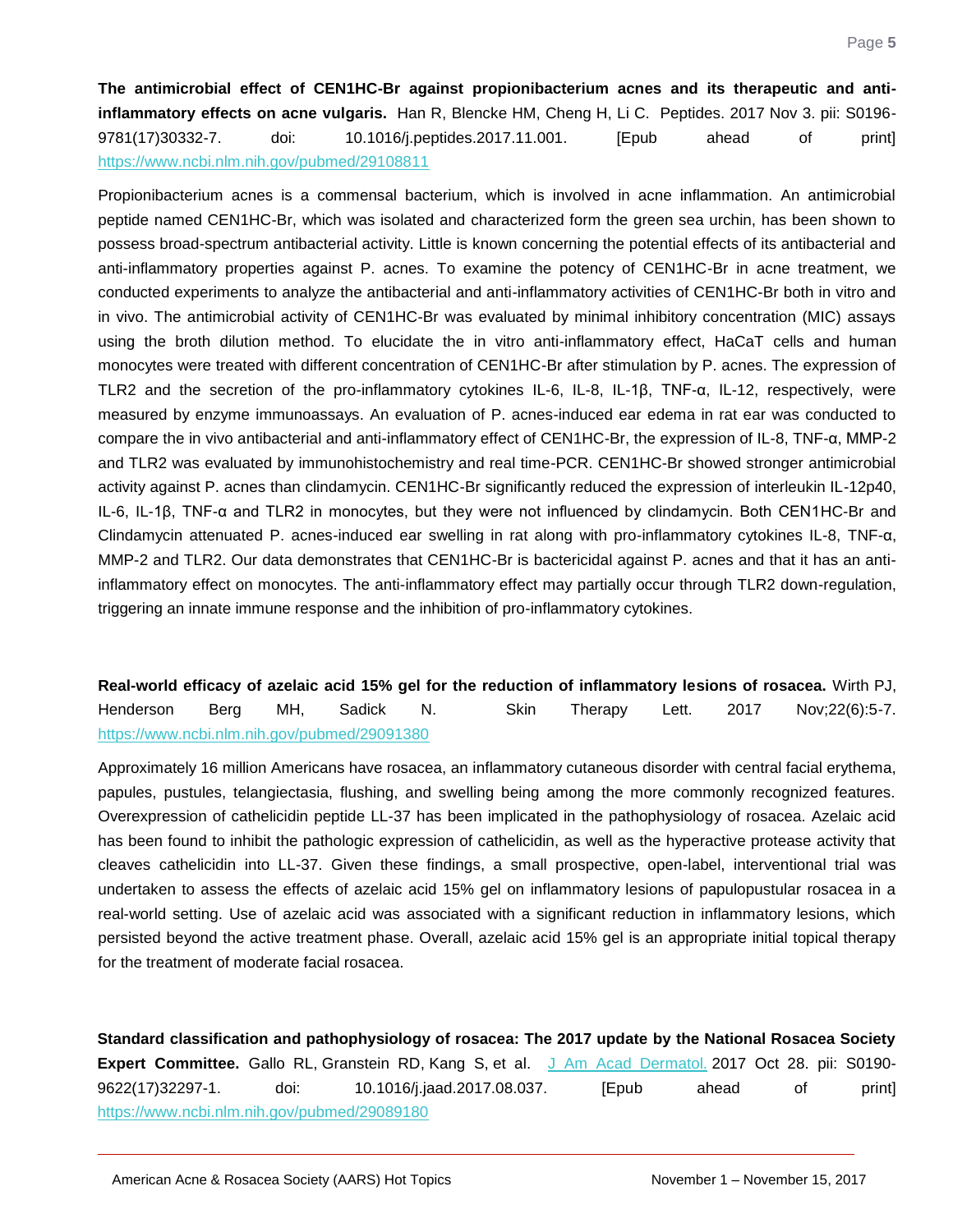**The antimicrobial effect of CEN1HC-Br against propionibacterium acnes and its therapeutic and anti-inflammatory effects on acne vulgaris.** Han R, Blencke HM, Cheng H, Li C. Peptides. 2017 Nov 3. pii: S0196-9781(17)30332-7. doi: 10.1016/j.peptides.2017.11.001. [Epub ahead of print] https://www.ncbi.nlm.nih.gov/pubmed/29108811

Propionibacterium acnes is a commensal bacterium, which is involved in acne inflammation. An antimicrobial peptide named CEN1HC-Br, which was isolated and characterized form the green sea urchin, has been shown to possess broad-spectrum antibacterial activity. Little is known concerning the potential effects of its antibacterial and anti-inflammatory properties against P. acnes. To examine the potency of CEN1HC-Br in acne treatment, we conducted experiments to analyze the antibacterial and anti-inflammatory activities of CEN1HC-Br both in vitro and in vivo. The antimicrobial activity of CEN1HC-Br was evaluated by minimal inhibitory concentration (MIC) assays using the broth dilution method. To elucidate the in vitro anti-inflammatory effect, HaCaT cells and human monocytes were treated with different concentration of CEN1HC-Br after stimulation by P. acnes. The expression of TLR2 and the secretion of the pro-inflammatory cytokines IL-6, IL-8, IL-1β, TNF-α, IL-12, respectively, were measured by enzyme immunoassays. An evaluation of P. acnes-induced ear edema in rat ear was conducted to compare the in vivo antibacterial and anti-inflammatory effect of CEN1HC-Br, the expression of IL-8, TNF-α, MMP-2 and TLR2 was evaluated by immunohistochemistry and real time-PCR. CEN1HC-Br showed stronger antimicrobial activity against P. acnes than clindamycin. CEN1HC-Br significantly reduced the expression of interleukin IL-12p40, IL-6, IL-1β, TNF-α and TLR2 in monocytes, but they were not influenced by clindamycin. Both CEN1HC-Br and Clindamycin attenuated P. acnes-induced ear swelling in rat along with pro-inflammatory cytokines IL-8, TNF-α, MMP-2 and TLR2. Our data demonstrates that CEN1HC-Br is bactericidal against P. acnes and that it has an anti-inflammatory effect on monocytes. The anti-inflammatory effect may partially occur through TLR2 down-regulation, triggering an innate immune response and the inhibition of pro-inflammatory cytokines.

**Real-world efficacy of azelaic acid 15% gel for the reduction of inflammatory lesions of rosacea.** Wirth PJ, Henderson Berg MH, Sadick N. Skin Therapy Lett. 2017 Nov;22(6):5-7. https://www.ncbi.nlm.nih.gov/pubmed/29091380

Approximately 16 million Americans have rosacea, an inflammatory cutaneous disorder with central facial erythema, papules, pustules, telangiectasia, flushing, and swelling being among the more commonly recognized features. Overexpression of cathelicidin peptide LL-37 has been implicated in the pathophysiology of rosacea. Azelaic acid has been found to inhibit the pathologic expression of cathelicidin, as well as the hyperactive protease activity that cleaves cathelicidin into LL-37. Given these findings, a small prospective, open-label, interventional trial was undertaken to assess the effects of azelaic acid 15% gel on inflammatory lesions of papulopustular rosacea in a real-world setting. Use of azelaic acid was associated with a significant reduction in inflammatory lesions, which persisted beyond the active treatment phase. Overall, azelaic acid 15% gel is an appropriate initial topical therapy for the treatment of moderate facial rosacea.

**Standard classification and pathophysiology of rosacea: The 2017 update by the National Rosacea Society Expert Committee.** Gallo RL, Granstein RD, Kang S, et al. J Am Acad Dermatol. 2017 Oct 28. pii: S0190-9622(17)32297-1. doi: 10.1016/j.jaad.2017.08.037. [Epub ahead of print] https://www.ncbi.nlm.nih.gov/pubmed/29089180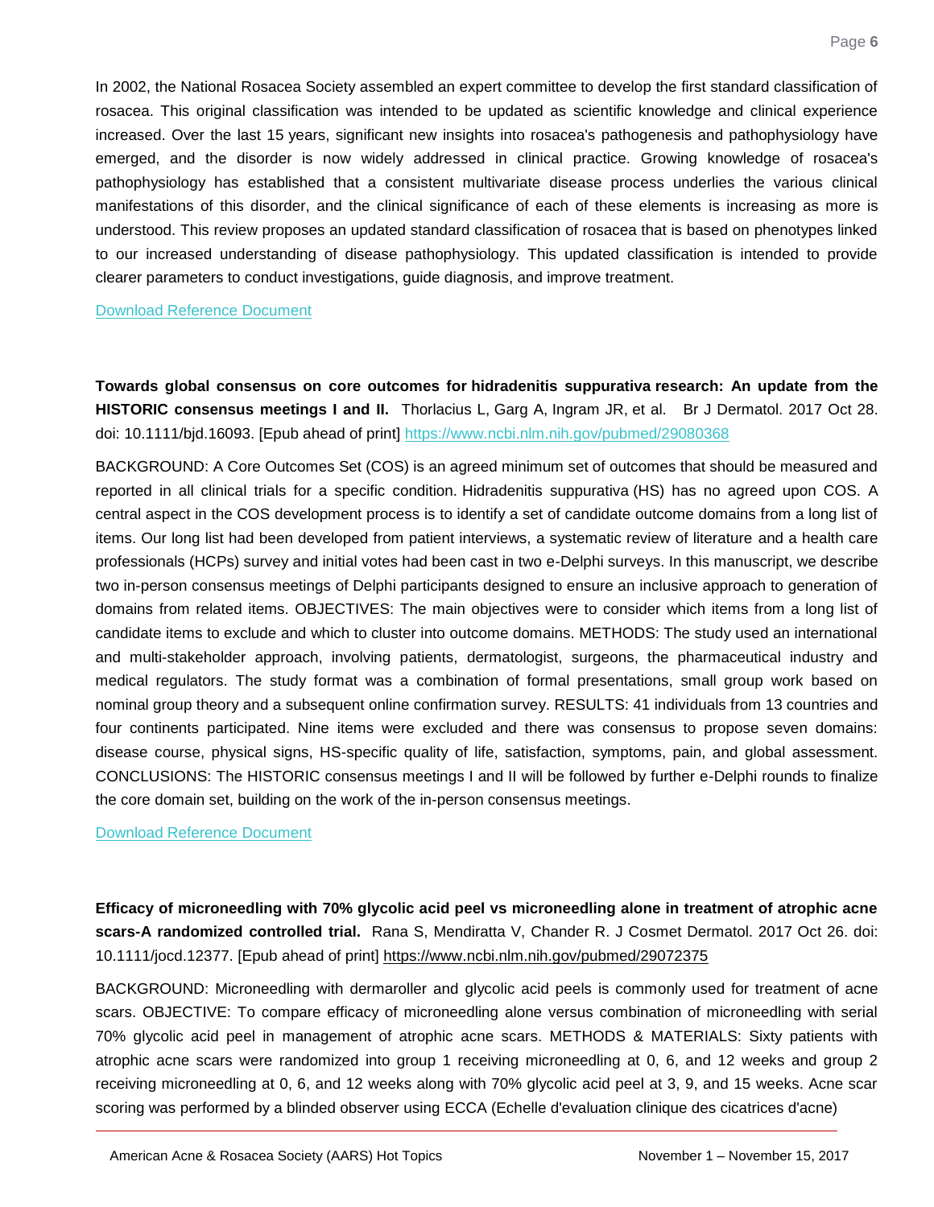In 2002, the National Rosacea Society assembled an expert committee to develop the first standard classification of rosacea. This original classification was intended to be updated as scientific knowledge and clinical experience increased. Over the last 15 years, significant new insights into rosacea's pathogenesis and pathophysiology have emerged, and the disorder is now widely addressed in clinical practice. Growing knowledge of rosacea's pathophysiology has established that a consistent multivariate disease process underlies the various clinical manifestations of this disorder, and the clinical significance of each of these elements is increasing as more is understood. This review proposes an updated standard classification of rosacea that is based on phenotypes linked to our increased understanding of disease pathophysiology. This updated classification is intended to provide clearer parameters to conduct investigations, guide diagnosis, and improve treatment.

Download Reference Document

**Towards global consensus on core outcomes for hidradenitis suppurativa research: An update from the HISTORIC consensus meetings I and II.** Thorlacius L, Garg A, Ingram JR, et al. Br J Dermatol. 2017 Oct 28. doi: 10.1111/bjd.16093. [Epub ahead of print] https://www.ncbi.nlm.nih.gov/pubmed/29080368

BACKGROUND: A Core Outcomes Set (COS) is an agreed minimum set of outcomes that should be measured and reported in all clinical trials for a specific condition. Hidradenitis suppurativa (HS) has no agreed upon COS. A central aspect in the COS development process is to identify a set of candidate outcome domains from a long list of items. Our long list had been developed from patient interviews, a systematic review of literature and a health care professionals (HCPs) survey and initial votes had been cast in two e-Delphi surveys. In this manuscript, we describe two in-person consensus meetings of Delphi participants designed to ensure an inclusive approach to generation of domains from related items. OBJECTIVES: The main objectives were to consider which items from a long list of candidate items to exclude and which to cluster into outcome domains. METHODS: The study used an international and multi-stakeholder approach, involving patients, dermatologist, surgeons, the pharmaceutical industry and medical regulators. The study format was a combination of formal presentations, small group work based on nominal group theory and a subsequent online confirmation survey. RESULTS: 41 individuals from 13 countries and four continents participated. Nine items were excluded and there was consensus to propose seven domains: disease course, physical signs, HS-specific quality of life, satisfaction, symptoms, pain, and global assessment. CONCLUSIONS: The HISTORIC consensus meetings I and II will be followed by further e-Delphi rounds to finalize the core domain set, building on the work of the in-person consensus meetings.

Download Reference Document

**Efficacy of microneedling with 70% glycolic acid peel vs microneedling alone in treatment of atrophic acne scars-A randomized controlled trial.** Rana S, Mendiratta V, Chander R. J Cosmet Dermatol. 2017 Oct 26. doi: 10.1111/jocd.12377. [Epub ahead of print] https://www.ncbi.nlm.nih.gov/pubmed/29072375

BACKGROUND: Microneedling with dermaroller and glycolic acid peels is commonly used for treatment of acne scars. OBJECTIVE: To compare efficacy of microneedling alone versus combination of microneedling with serial 70% glycolic acid peel in management of atrophic acne scars. METHODS & MATERIALS: Sixty patients with atrophic acne scars were randomized into group 1 receiving microneedling at 0, 6, and 12 weeks and group 2 receiving microneedling at 0, 6, and 12 weeks along with 70% glycolic acid peel at 3, 9, and 15 weeks. Acne scar scoring was performed by a blinded observer using ECCA (Echelle d'evaluation clinique des cicatrices d'acne)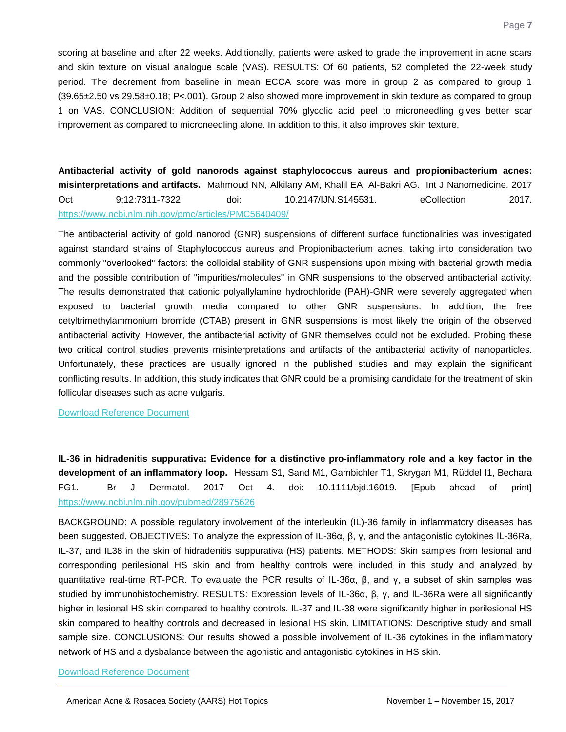scoring at baseline and after 22 weeks. Additionally, patients were asked to grade the improvement in acne scars and skin texture on visual analogue scale (VAS). RESULTS: Of 60 patients, 52 completed the 22-week study period. The decrement from baseline in mean ECCA score was more in group 2 as compared to group 1 (39.65±2.50 vs 29.58±0.18; P<.001). Group 2 also showed more improvement in skin texture as compared to group 1 on VAS. CONCLUSION: Addition of sequential 70% glycolic acid peel to microneedling gives better scar improvement as compared to microneedling alone. In addition to this, it also improves skin texture.

**Antibacterial activity of gold nanorods against staphylococcus aureus and propionibacterium acnes: misinterpretations and artifacts.** Mahmoud NN, Alkilany AM, Khalil EA, Al-Bakri AG. Int J Nanomedicine. 2017 Oct 9;12:7311-7322. doi: 10.2147/IJN.S145531. eCollection 2017. https://www.ncbi.nlm.nih.gov/pmc/articles/PMC5640409/

The antibacterial activity of gold nanorod (GNR) suspensions of different surface functionalities was investigated against standard strains of Staphylococcus aureus and Propionibacterium acnes, taking into consideration two commonly "overlooked" factors: the colloidal stability of GNR suspensions upon mixing with bacterial growth media and the possible contribution of "impurities/molecules" in GNR suspensions to the observed antibacterial activity. The results demonstrated that cationic polyallylamine hydrochloride (PAH)-GNR were severely aggregated when exposed to bacterial growth media compared to other GNR suspensions. In addition, the free cetyltrimethylammonium bromide (CTAB) present in GNR suspensions is most likely the origin of the observed antibacterial activity. However, the antibacterial activity of GNR themselves could not be excluded. Probing these two critical control studies prevents misinterpretations and artifacts of the antibacterial activity of nanoparticles. Unfortunately, these practices are usually ignored in the published studies and may explain the significant conflicting results. In addition, this study indicates that GNR could be a promising candidate for the treatment of skin follicular diseases such as acne vulgaris.

Download Reference Document

**IL-36 in hidradenitis suppurativa: Evidence for a distinctive pro-inflammatory role and a key factor in the development of an inflammatory loop.** Hessam S1, Sand M1, Gambichler T1, Skrygan M1, Rüddel I1, Bechara FG1. Br J Dermatol. 2017 Oct 4. doi: 10.1111/bjd.16019. [Epub ahead of print] https://www.ncbi.nlm.nih.gov/pubmed/28975626

BACKGROUND: A possible regulatory involvement of the interleukin (IL)-36 family in inflammatory diseases has been suggested. OBJECTIVES: To analyze the expression of IL-36α, β, γ, and the antagonistic cytokines IL-36Ra, IL-37, and IL38 in the skin of hidradenitis suppurativa (HS) patients. METHODS: Skin samples from lesional and corresponding perilesional HS skin and from healthy controls were included in this study and analyzed by quantitative real-time RT-PCR. To evaluate the PCR results of IL-36α, β, and γ, a subset of skin samples was studied by immunohistochemistry. RESULTS: Expression levels of IL-36α, β, γ, and IL-36Ra were all significantly higher in lesional HS skin compared to healthy controls. IL-37 and IL-38 were significantly higher in perilesional HS skin compared to healthy controls and decreased in lesional HS skin. LIMITATIONS: Descriptive study and small sample size. CONCLUSIONS: Our results showed a possible involvement of IL-36 cytokines in the inflammatory network of HS and a dysbalance between the agonistic and antagonistic cytokines in HS skin.

Download Reference Document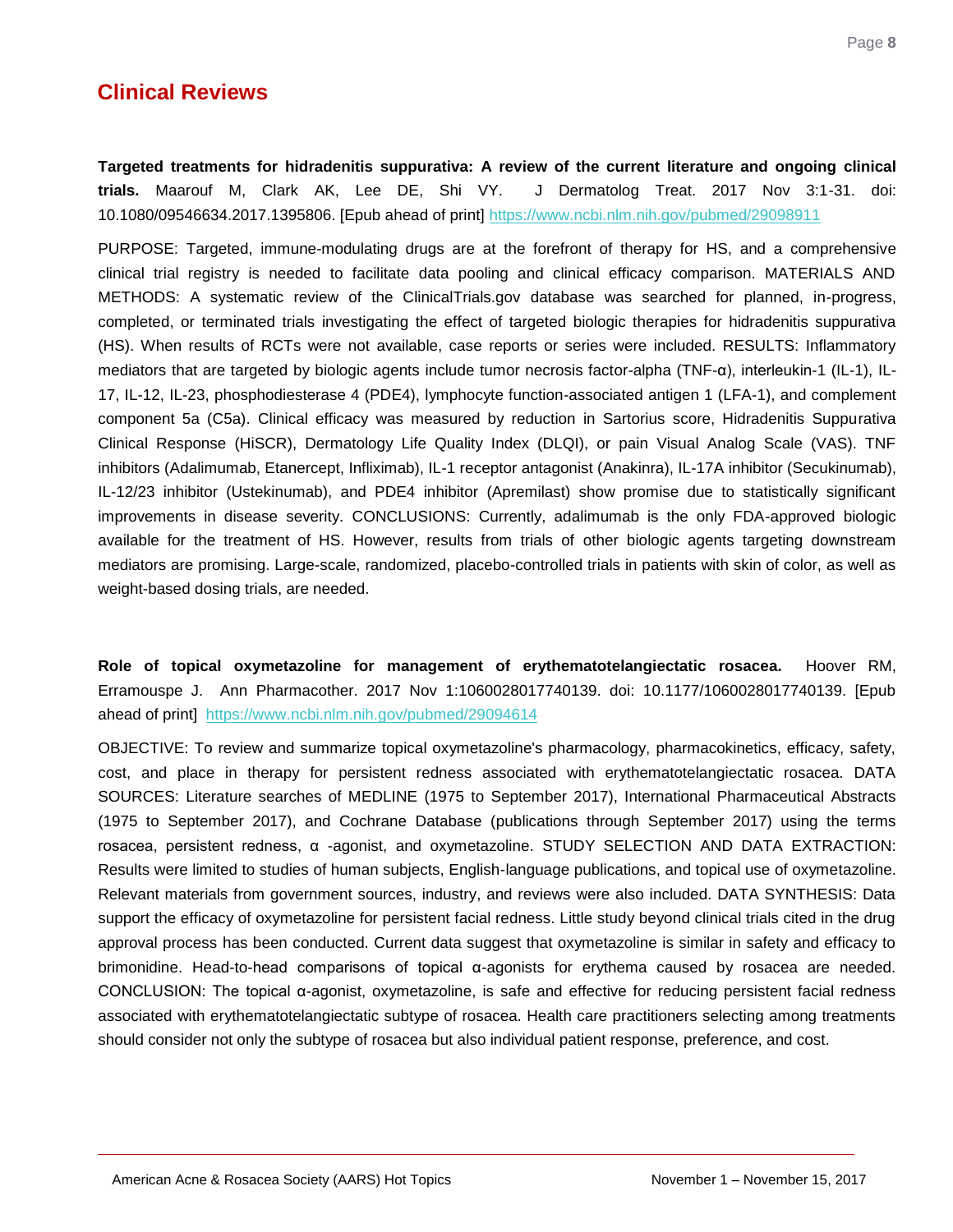## Clinical Reviews

**Targeted treatments for hidradenitis suppurativa: A review of the current literature and ongoing clinical trials.** Maarouf M, Clark AK, Lee DE, Shi VY. J Dermatolog Treat. 2017 Nov 3:1-31. doi: 10.1080/09546634.2017.1395806. [Epub ahead of print] https://www.ncbi.nlm.nih.gov/pubmed/29098911

PURPOSE: Targeted, immune-modulating drugs are at the forefront of therapy for HS, and a comprehensive clinical trial registry is needed to facilitate data pooling and clinical efficacy comparison. MATERIALS AND METHODS: A systematic review of the ClinicalTrials.gov database was searched for planned, in-progress, completed, or terminated trials investigating the effect of targeted biologic therapies for hidradenitis suppurativa (HS). When results of RCTs were not available, case reports or series were included. RESULTS: Inflammatory mediators that are targeted by biologic agents include tumor necrosis factor-alpha (TNF-α), interleukin-1 (IL-1), IL-17, IL-12, IL-23, phosphodiesterase 4 (PDE4), lymphocyte function-associated antigen 1 (LFA-1), and complement component 5a (C5a). Clinical efficacy was measured by reduction in Sartorius score, Hidradenitis Suppurativa Clinical Response (HiSCR), Dermatology Life Quality Index (DLQI), or pain Visual Analog Scale (VAS). TNF inhibitors (Adalimumab, Etanercept, Infliximab), IL-1 receptor antagonist (Anakinra), IL-17A inhibitor (Secukinumab), IL-12/23 inhibitor (Ustekinumab), and PDE4 inhibitor (Apremilast) show promise due to statistically significant improvements in disease severity. CONCLUSIONS: Currently, adalimumab is the only FDA-approved biologic available for the treatment of HS. However, results from trials of other biologic agents targeting downstream mediators are promising. Large-scale, randomized, placebo-controlled trials in patients with skin of color, as well as weight-based dosing trials, are needed.

**Role of topical oxymetazoline for management of erythematotelangiectatic rosacea.** Hoover RM, Erramouspe J. Ann Pharmacother. 2017 Nov 1:1060028017740139. doi: 10.1177/1060028017740139. [Epub ahead of print] https://www.ncbi.nlm.nih.gov/pubmed/29094614

OBJECTIVE: To review and summarize topical oxymetazoline's pharmacology, pharmacokinetics, efficacy, safety, cost, and place in therapy for persistent redness associated with erythematotelangiectatic rosacea. DATA SOURCES: Literature searches of MEDLINE (1975 to September 2017), International Pharmaceutical Abstracts (1975 to September 2017), and Cochrane Database (publications through September 2017) using the terms rosacea, persistent redness, α -agonist, and oxymetazoline. STUDY SELECTION AND DATA EXTRACTION: Results were limited to studies of human subjects, English-language publications, and topical use of oxymetazoline. Relevant materials from government sources, industry, and reviews were also included. DATA SYNTHESIS: Data support the efficacy of oxymetazoline for persistent facial redness. Little study beyond clinical trials cited in the drug approval process has been conducted. Current data suggest that oxymetazoline is similar in safety and efficacy to brimonidine. Head-to-head comparisons of topical α-agonists for erythema caused by rosacea are needed. CONCLUSION: The topical α-agonist, oxymetazoline, is safe and effective for reducing persistent facial redness associated with erythematotelangiectatic subtype of rosacea. Health care practitioners selecting among treatments should consider not only the subtype of rosacea but also individual patient response, preference, and cost.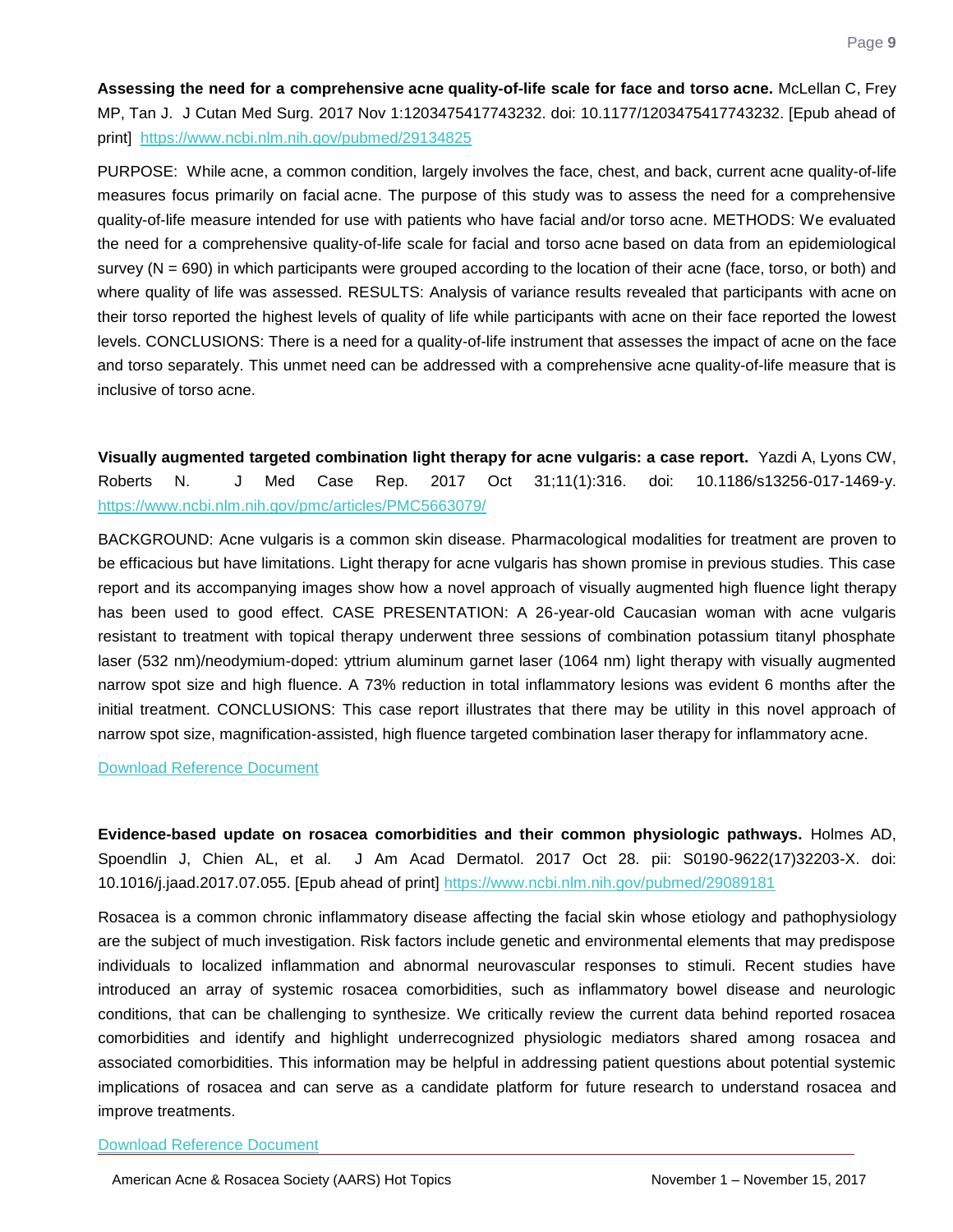**Assessing the need for a comprehensive acne quality-of-life scale for face and torso acne.** McLellan C, Frey MP, Tan J. J Cutan Med Surg. 2017 Nov 1:1203475417743232. doi: 10.1177/1203475417743232. [Epub ahead of print] https://www.ncbi.nlm.nih.gov/pubmed/29134825

PURPOSE: While acne, a common condition, largely involves the face, chest, and back, current acne quality-of-life measures focus primarily on facial acne. The purpose of this study was to assess the need for a comprehensive quality-of-life measure intended for use with patients who have facial and/or torso acne. METHODS: We evaluated the need for a comprehensive quality-of-life scale for facial and torso acne based on data from an epidemiological survey (N = 690) in which participants were grouped according to the location of their acne (face, torso, or both) and where quality of life was assessed. RESULTS: Analysis of variance results revealed that participants with acne on their torso reported the highest levels of quality of life while participants with acne on their face reported the lowest levels. CONCLUSIONS: There is a need for a quality-of-life instrument that assesses the impact of acne on the face and torso separately. This unmet need can be addressed with a comprehensive acne quality-of-life measure that is inclusive of torso acne.

**Visually augmented targeted combination light therapy for acne vulgaris: a case report.** Yazdi A, Lyons CW, Roberts N. J Med Case Rep. 2017 Oct 31;11(1):316. doi: 10.1186/s13256-017-1469-y. https://www.ncbi.nlm.nih.gov/pmc/articles/PMC5663079/

BACKGROUND: Acne vulgaris is a common skin disease. Pharmacological modalities for treatment are proven to be efficacious but have limitations. Light therapy for acne vulgaris has shown promise in previous studies. This case report and its accompanying images show how a novel approach of visually augmented high fluence light therapy has been used to good effect. CASE PRESENTATION: A 26-year-old Caucasian woman with acne vulgaris resistant to treatment with topical therapy underwent three sessions of combination potassium titanyl phosphate laser (532 nm)/neodymium-doped: yttrium aluminum garnet laser (1064 nm) light therapy with visually augmented narrow spot size and high fluence. A 73% reduction in total inflammatory lesions was evident 6 months after the initial treatment. CONCLUSIONS: This case report illustrates that there may be utility in this novel approach of narrow spot size, magnification-assisted, high fluence targeted combination laser therapy for inflammatory acne.

Download Reference Document

**Evidence-based update on rosacea comorbidities and their common physiologic pathways.** Holmes AD, Spoendlin J, Chien AL, et al. J Am Acad Dermatol. 2017 Oct 28. pii: S0190-9622(17)32203-X. doi: 10.1016/j.jaad.2017.07.055. [Epub ahead of print] https://www.ncbi.nlm.nih.gov/pubmed/29089181

Rosacea is a common chronic inflammatory disease affecting the facial skin whose etiology and pathophysiology are the subject of much investigation. Risk factors include genetic and environmental elements that may predispose individuals to localized inflammation and abnormal neurovascular responses to stimuli. Recent studies have introduced an array of systemic rosacea comorbidities, such as inflammatory bowel disease and neurologic conditions, that can be challenging to synthesize. We critically review the current data behind reported rosacea comorbidities and identify and highlight underrecognized physiologic mediators shared among rosacea and associated comorbidities. This information may be helpful in addressing patient questions about potential systemic implications of rosacea and can serve as a candidate platform for future research to understand rosacea and improve treatments.

Download Reference Document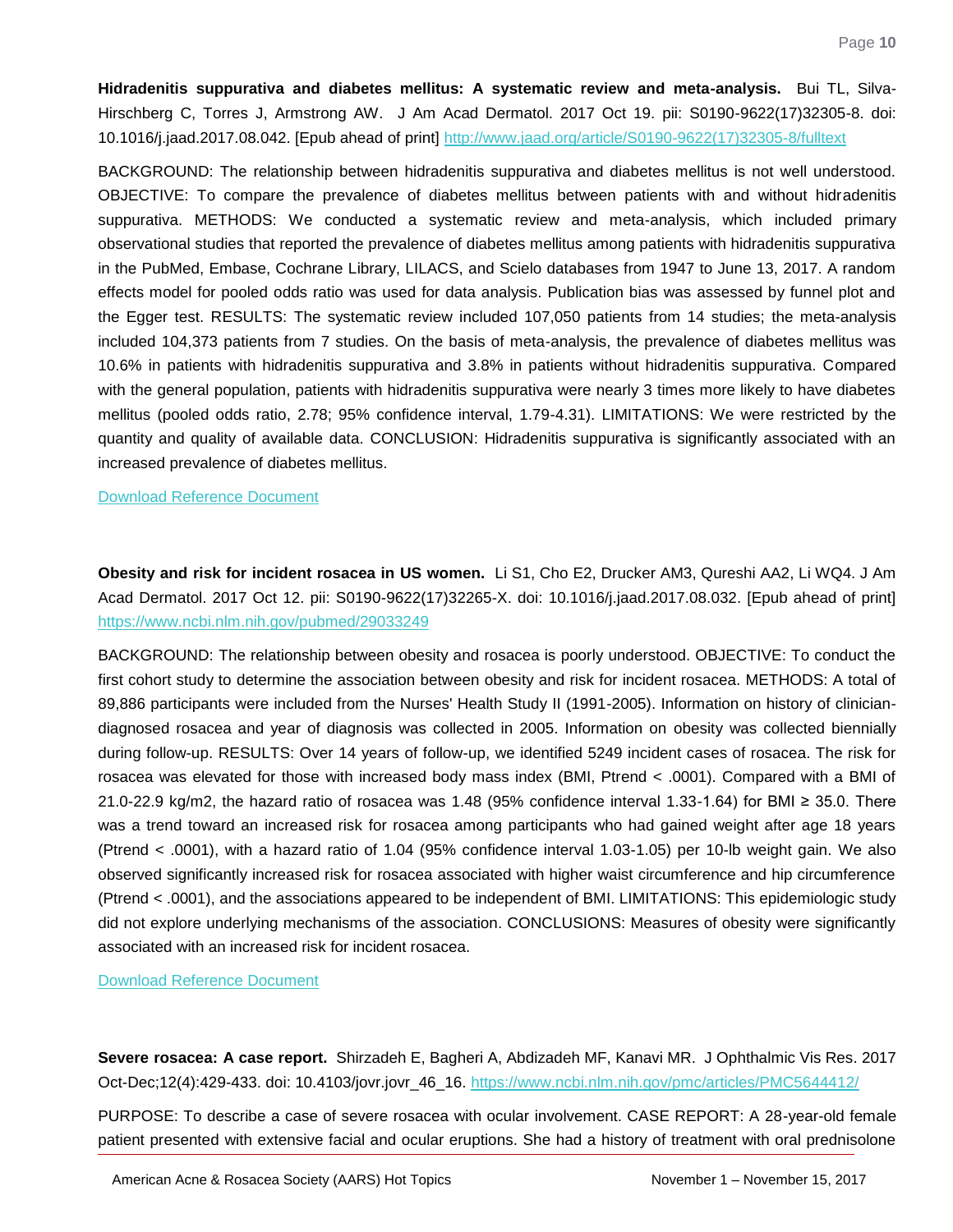**Hidradenitis suppurativa and diabetes mellitus: A systematic review and meta-analysis.** Bui TL, Silva-Hirschberg C, Torres J, Armstrong AW. J Am Acad Dermatol. 2017 Oct 19. pii: S0190-9622(17)32305-8. doi: 10.1016/j.jaad.2017.08.042. [Epub ahead of print] http://www.jaad.org/article/S0190-9622(17)32305-8/fulltext

BACKGROUND: The relationship between hidradenitis suppurativa and diabetes mellitus is not well understood. OBJECTIVE: To compare the prevalence of diabetes mellitus between patients with and without hidradenitis suppurativa. METHODS: We conducted a systematic review and meta-analysis, which included primary observational studies that reported the prevalence of diabetes mellitus among patients with hidradenitis suppurativa in the PubMed, Embase, Cochrane Library, LILACS, and Scielo databases from 1947 to June 13, 2017. A random effects model for pooled odds ratio was used for data analysis. Publication bias was assessed by funnel plot and the Egger test. RESULTS: The systematic review included 107,050 patients from 14 studies; the meta-analysis included 104,373 patients from 7 studies. On the basis of meta-analysis, the prevalence of diabetes mellitus was 10.6% in patients with hidradenitis suppurativa and 3.8% in patients without hidradenitis suppurativa. Compared with the general population, patients with hidradenitis suppurativa were nearly 3 times more likely to have diabetes mellitus (pooled odds ratio, 2.78; 95% confidence interval, 1.79-4.31). LIMITATIONS: We were restricted by the quantity and quality of available data. CONCLUSION: Hidradenitis suppurativa is significantly associated with an increased prevalence of diabetes mellitus.

Download Reference Document

**Obesity and risk for incident rosacea in US women.** Li S1, Cho E2, Drucker AM3, Qureshi AA2, Li WQ4. J Am Acad Dermatol. 2017 Oct 12. pii: S0190-9622(17)32265-X. doi: 10.1016/j.jaad.2017.08.032. [Epub ahead of print] https://www.ncbi.nlm.nih.gov/pubmed/29033249

BACKGROUND: The relationship between obesity and rosacea is poorly understood. OBJECTIVE: To conduct the first cohort study to determine the association between obesity and risk for incident rosacea. METHODS: A total of 89,886 participants were included from the Nurses' Health Study II (1991-2005). Information on history of clinician-diagnosed rosacea and year of diagnosis was collected in 2005. Information on obesity was collected biennially during follow-up. RESULTS: Over 14 years of follow-up, we identified 5249 incident cases of rosacea. The risk for rosacea was elevated for those with increased body mass index (BMI, Ptrend < .0001). Compared with a BMI of 21.0-22.9 kg/m2, the hazard ratio of rosacea was 1.48 (95% confidence interval 1.33-1.64) for BMI ≥ 35.0. There was a trend toward an increased risk for rosacea among participants who had gained weight after age 18 years (Ptrend < .0001), with a hazard ratio of 1.04 (95% confidence interval 1.03-1.05) per 10-lb weight gain. We also observed significantly increased risk for rosacea associated with higher waist circumference and hip circumference (Ptrend < .0001), and the associations appeared to be independent of BMI. LIMITATIONS: This epidemiologic study did not explore underlying mechanisms of the association. CONCLUSIONS: Measures of obesity were significantly associated with an increased risk for incident rosacea.

Download Reference Document

**Severe rosacea: A case report.** Shirzadeh E, Bagheri A, Abdizadeh MF, Kanavi MR. J Ophthalmic Vis Res. 2017 Oct-Dec;12(4):429-433. doi: 10.4103/jovr.jovr_46_16. https://www.ncbi.nlm.nih.gov/pmc/articles/PMC5644412/

PURPOSE: To describe a case of severe rosacea with ocular involvement. CASE REPORT: A 28-year-old female patient presented with extensive facial and ocular eruptions. She had a history of treatment with oral prednisolone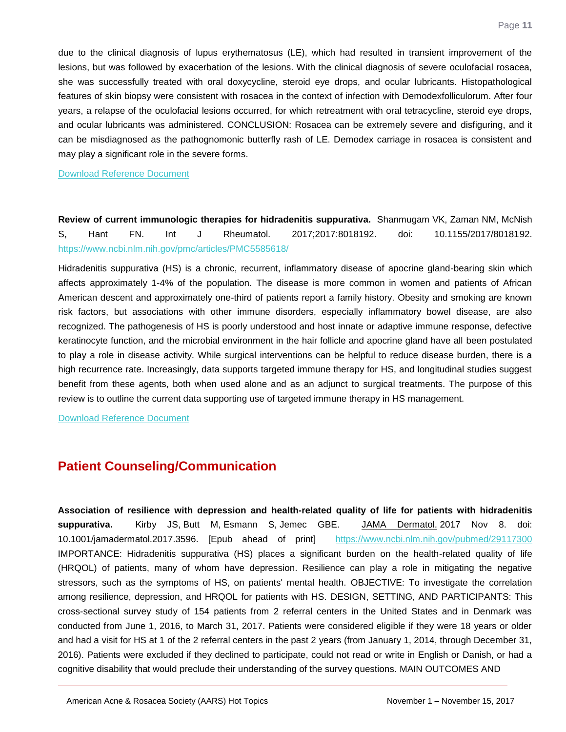due to the clinical diagnosis of lupus erythematosus (LE), which had resulted in transient improvement of the lesions, but was followed by exacerbation of the lesions. With the clinical diagnosis of severe oculofacial rosacea, she was successfully treated with oral doxycycline, steroid eye drops, and ocular lubricants. Histopathological features of skin biopsy were consistent with rosacea in the context of infection with Demodexfolliculorum. After four years, a relapse of the oculofacial lesions occurred, for which retreatment with oral tetracycline, steroid eye drops, and ocular lubricants was administered. CONCLUSION: Rosacea can be extremely severe and disfiguring, and it can be misdiagnosed as the pathognomonic butterfly rash of LE. Demodex carriage in rosacea is consistent and may play a significant role in the severe forms.

Download Reference Document

**Review of current immunologic therapies for hidradenitis suppurativa.** Shanmugam VK, Zaman NM, McNish S, Hant FN. Int J Rheumatol. 2017;2017:8018192. doi: 10.1155/2017/8018192. https://www.ncbi.nlm.nih.gov/pmc/articles/PMC5585618/

Hidradenitis suppurativa (HS) is a chronic, recurrent, inflammatory disease of apocrine gland-bearing skin which affects approximately 1-4% of the population. The disease is more common in women and patients of African American descent and approximately one-third of patients report a family history. Obesity and smoking are known risk factors, but associations with other immune disorders, especially inflammatory bowel disease, are also recognized. The pathogenesis of HS is poorly understood and host innate or adaptive immune response, defective keratinocyte function, and the microbial environment in the hair follicle and apocrine gland have all been postulated to play a role in disease activity. While surgical interventions can be helpful to reduce disease burden, there is a high recurrence rate. Increasingly, data supports targeted immune therapy for HS, and longitudinal studies suggest benefit from these agents, both when used alone and as an adjunct to surgical treatments. The purpose of this review is to outline the current data supporting use of targeted immune therapy in HS management.

Download Reference Document

## Patient Counseling/Communication

**Association of resilience with depression and health-related quality of life for patients with hidradenitis suppurativa.** Kirby JS, Butt M, Esmann S, Jemec GBE. JAMA Dermatol. 2017 Nov 8. doi: 10.1001/jamadermatol.2017.3596. [Epub ahead of print] https://www.ncbi.nlm.nih.gov/pubmed/29117300 IMPORTANCE: Hidradenitis suppurativa (HS) places a significant burden on the health-related quality of life (HRQOL) of patients, many of whom have depression. Resilience can play a role in mitigating the negative stressors, such as the symptoms of HS, on patients' mental health. OBJECTIVE: To investigate the correlation among resilience, depression, and HRQOL for patients with HS. DESIGN, SETTING, AND PARTICIPANTS: This cross-sectional survey study of 154 patients from 2 referral centers in the United States and in Denmark was conducted from June 1, 2016, to March 31, 2017. Patients were considered eligible if they were 18 years or older and had a visit for HS at 1 of the 2 referral centers in the past 2 years (from January 1, 2014, through December 31, 2016). Patients were excluded if they declined to participate, could not read or write in English or Danish, or had a cognitive disability that would preclude their understanding of the survey questions. MAIN OUTCOMES AND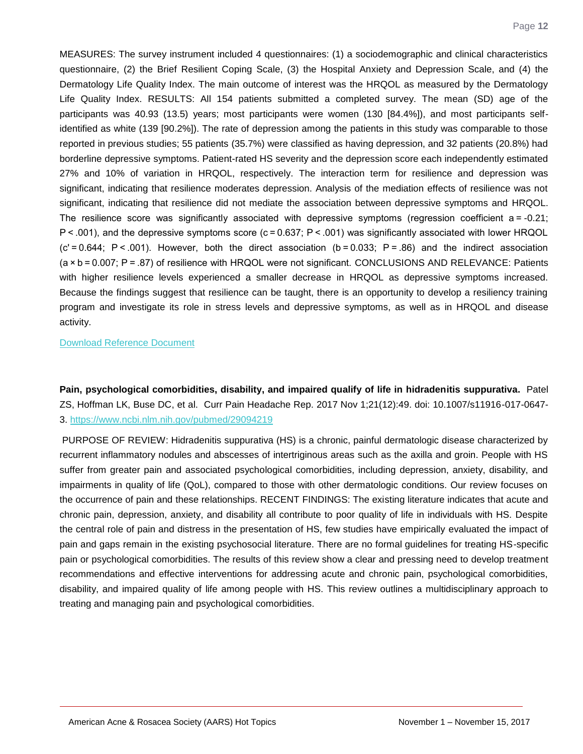MEASURES: The survey instrument included 4 questionnaires: (1) a sociodemographic and clinical characteristics questionnaire, (2) the Brief Resilient Coping Scale, (3) the Hospital Anxiety and Depression Scale, and (4) the Dermatology Life Quality Index. The main outcome of interest was the HRQOL as measured by the Dermatology Life Quality Index. RESULTS: All 154 patients submitted a completed survey. The mean (SD) age of the participants was 40.93 (13.5) years; most participants were women (130 [84.4%]), and most participants self-identified as white (139 [90.2%]). The rate of depression among the patients in this study was comparable to those reported in previous studies; 55 patients (35.7%) were classified as having depression, and 32 patients (20.8%) had borderline depressive symptoms. Patient-rated HS severity and the depression score each independently estimated 27% and 10% of variation in HRQOL, respectively. The interaction term for resilience and depression was significant, indicating that resilience moderates depression. Analysis of the mediation effects of resilience was not significant, indicating that resilience did not mediate the association between depressive symptoms and HRQOL. The resilience score was significantly associated with depressive symptoms (regression coefficient $a = -0.21$; $P < .001$), and the depressive symptoms score ($c = 0.637$; $P < .001$) was significantly associated with lower HRQOL ($c' = 0.644$; $P < .001$). However, both the direct association ($b = 0.033$; $P = .86$) and the indirect association ($a \times b = 0.007$; $P = .87$) of resilience with HRQOL were not significant. CONCLUSIONS AND RELEVANCE: Patients with higher resilience levels experienced a smaller decrease in HRQOL as depressive symptoms increased. Because the findings suggest that resilience can be taught, there is an opportunity to develop a resiliency training program and investigate its role in stress levels and depressive symptoms, as well as in HRQOL and disease activity.

Download Reference Document

**Pain, psychological comorbidities, disability, and impaired qualify of life in hidradenitis suppurativa.** Patel ZS, Hoffman LK, Buse DC, et al. Curr Pain Headache Rep. 2017 Nov 1;21(12):49. doi: 10.1007/s11916-017-0647-3. https://www.ncbi.nlm.nih.gov/pubmed/29094219

PURPOSE OF REVIEW: Hidradenitis suppurativa (HS) is a chronic, painful dermatologic disease characterized by recurrent inflammatory nodules and abscesses of intertriginous areas such as the axilla and groin. People with HS suffer from greater pain and associated psychological comorbidities, including depression, anxiety, disability, and impairments in quality of life (QoL), compared to those with other dermatologic conditions. Our review focuses on the occurrence of pain and these relationships. RECENT FINDINGS: The existing literature indicates that acute and chronic pain, depression, anxiety, and disability all contribute to poor quality of life in individuals with HS. Despite the central role of pain and distress in the presentation of HS, few studies have empirically evaluated the impact of pain and gaps remain in the existing psychosocial literature. There are no formal guidelines for treating HS-specific pain or psychological comorbidities. The results of this review show a clear and pressing need to develop treatment recommendations and effective interventions for addressing acute and chronic pain, psychological comorbidities, disability, and impaired quality of life among people with HS. This review outlines a multidisciplinary approach to treating and managing pain and psychological comorbidities.